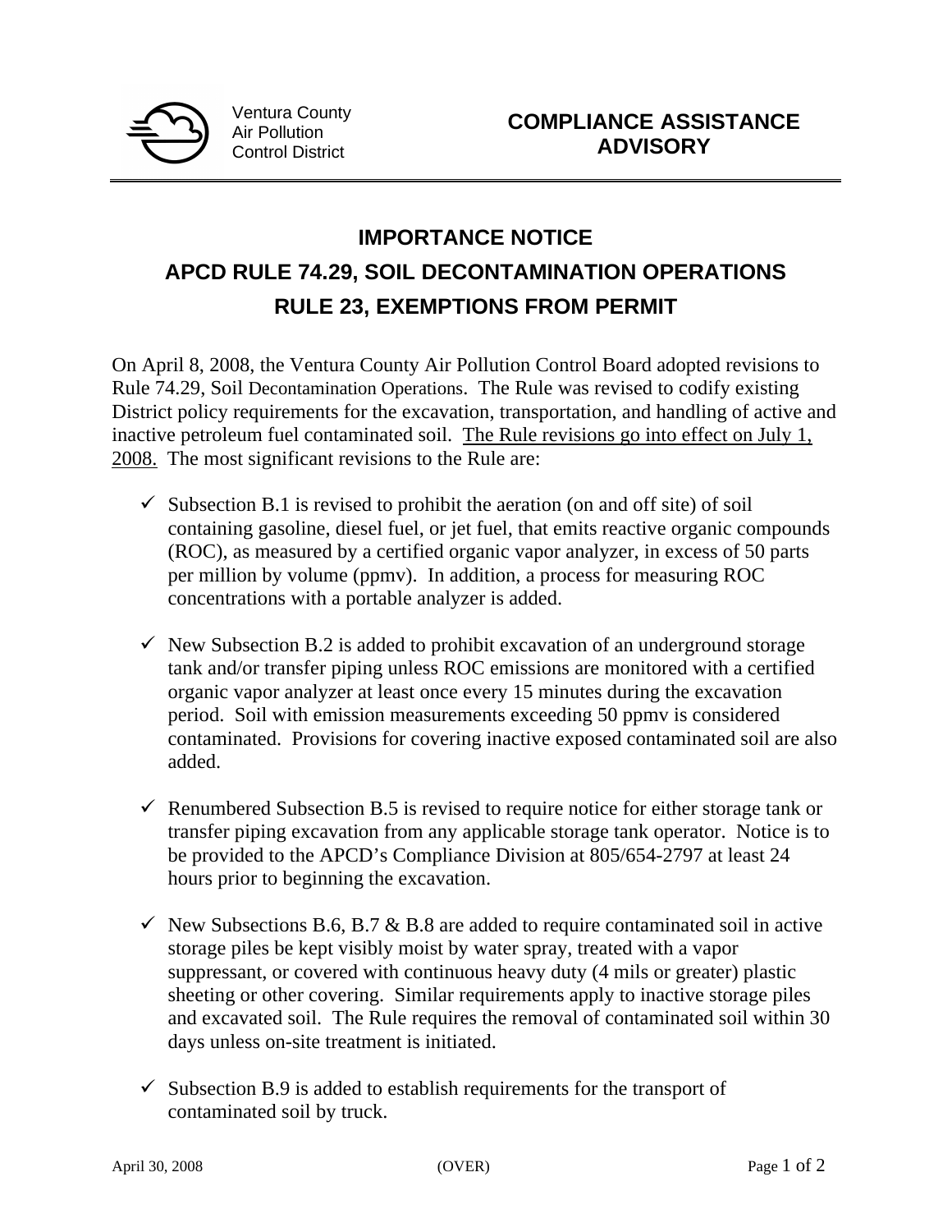Ventura County
Air Pollution
Control District

**COMPLIANCE ASSISTANCE ADVISORY**

# IMPORTANCE NOTICE
# APCD RULE 74.29, SOIL DECONTAMINATION OPERATIONS
# RULE 23, EXEMPTIONS FROM PERMIT

On April 8, 2008, the Ventura County Air Pollution Control Board adopted revisions to Rule 74.29, Soil Decontamination Operations. The Rule was revised to codify existing District policy requirements for the excavation, transportation, and handling of active and inactive petroleum fuel contaminated soil. The Rule revisions go into effect on July 1, 2008. The most significant revisions to the Rule are:

- ✓ Subsection B.1 is revised to prohibit the aeration (on and off site) of soil containing gasoline, diesel fuel, or jet fuel, that emits reactive organic compounds (ROC), as measured by a certified organic vapor analyzer, in excess of 50 parts per million by volume (ppmv). In addition, a process for measuring ROC concentrations with a portable analyzer is added.

- ✓ New Subsection B.2 is added to prohibit excavation of an underground storage tank and/or transfer piping unless ROC emissions are monitored with a certified organic vapor analyzer at least once every 15 minutes during the excavation period. Soil with emission measurements exceeding 50 ppmv is considered contaminated. Provisions for covering inactive exposed contaminated soil are also added.

- ✓ Renumbered Subsection B.5 is revised to require notice for either storage tank or transfer piping excavation from any applicable storage tank operator. Notice is to be provided to the APCD's Compliance Division at 805/654-2797 at least 24 hours prior to beginning the excavation.

- ✓ New Subsections B.6, B.7 & B.8 are added to require contaminated soil in active storage piles be kept visibly moist by water spray, treated with a vapor suppressant, or covered with continuous heavy duty (4 mils or greater) plastic sheeting or other covering. Similar requirements apply to inactive storage piles and excavated soil. The Rule requires the removal of contaminated soil within 30 days unless on-site treatment is initiated.

- ✓ Subsection B.9 is added to establish requirements for the transport of contaminated soil by truck.

April 30, 2008 (OVER)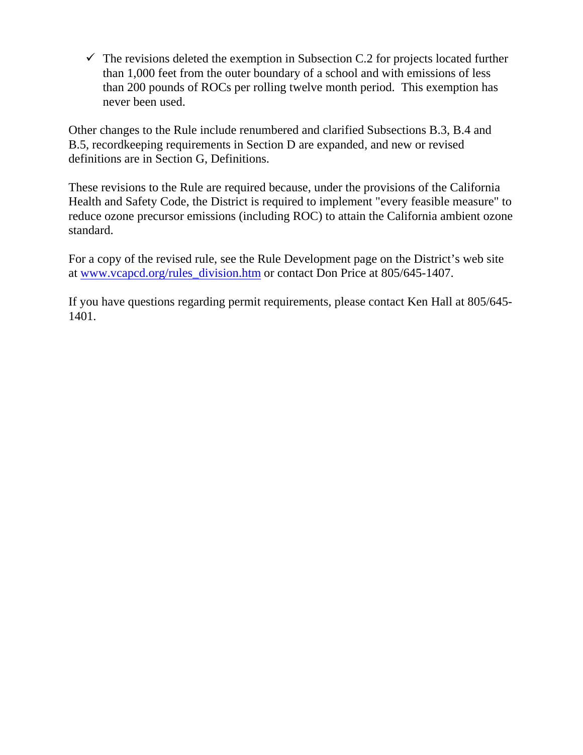- ✓ The revisions deleted the exemption in Subsection C.2 for projects located further than 1,000 feet from the outer boundary of a school and with emissions of less than 200 pounds of ROCs per rolling twelve month period. This exemption has never been used.

Other changes to the Rule include renumbered and clarified Subsections B.3, B.4 and B.5, recordkeeping requirements in Section D are expanded, and new or revised definitions are in Section G, Definitions.

These revisions to the Rule are required because, under the provisions of the California Health and Safety Code, the District is required to implement "every feasible measure" to reduce ozone precursor emissions (including ROC) to attain the California ambient ozone standard.

For a copy of the revised rule, see the Rule Development page on the District's web site at www.vcapcd.org/rules_division.htm or contact Don Price at 805/645-1407.

If you have questions regarding permit requirements, please contact Ken Hall at 805/645-1401.